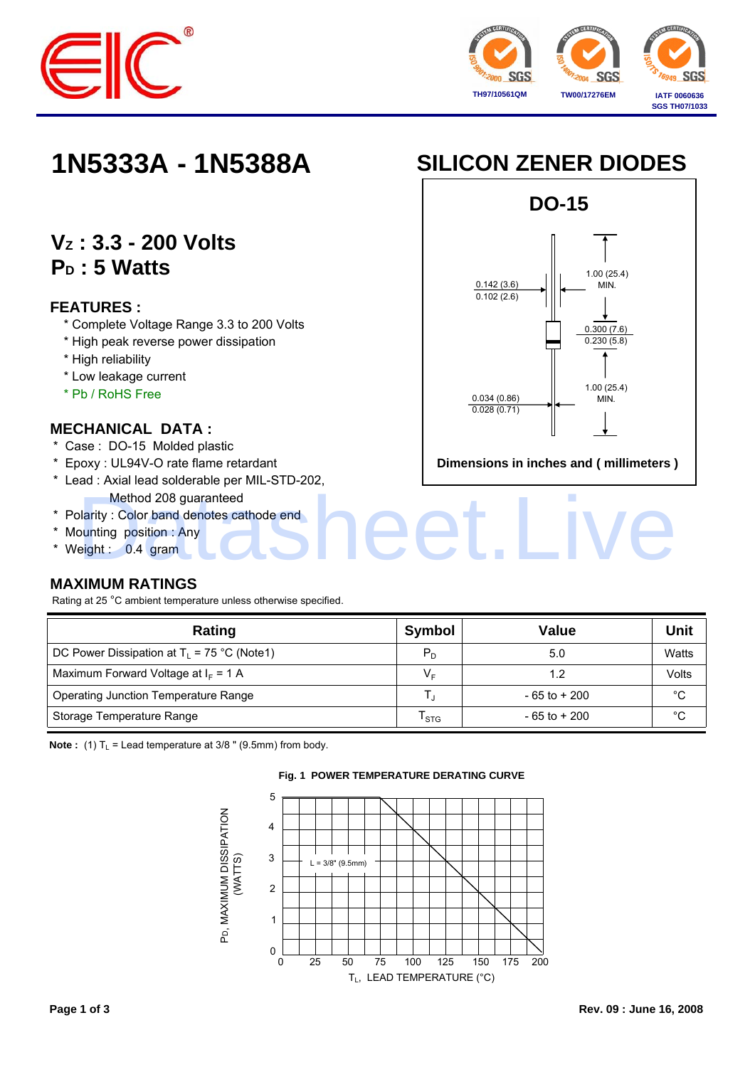# 1N5333A - 1N5388A

## SILICON ZENER DIODES

### $V_Z$ : 3.3 - 200 Volts
### $P_D$ : 5 Watts

### FEATURES :

* Complete Voltage Range 3.3 to 200 Volts
* High peak reverse power dissipation
* High reliability
* Low leakage current
* Pb / RoHS Free

### MECHANICAL DATA :

* Case : DO-15 Molded plastic
* Epoxy : UL94V-O rate flame retardant
* Lead : Axial lead solderable per MIL-STD-202, Method 208 guaranteed
* Polarity : Color band denotes cathode end
* Mounting position : Any
* Weight : 0.4 gram

DO-15

0.142 (3.6) / 0.102 (2.6)

1.00 (25.4) MIN.

0.300 (7.6) / 0.230 (5.8)

1.00 (25.4) MIN.

0.034 (0.86) / 0.028 (0.71)

Dimensions in inches and ( millimeters )

### MAXIMUM RATINGS

Rating at 25 °C ambient temperature unless otherwise specified.

| Rating | Symbol | Value | Unit |
|---|---|---|---|
| DC Power Dissipation at $T_L$ = 75 °C (Note1) | $P_D$ | 5.0 | Watts |
| Maximum Forward Voltage at $I_F$ = 1 A | $V_F$ | 1.2 | Volts |
| Operating Junction Temperature Range | $T_J$ | - 65 to + 200 | °C |
| Storage Temperature Range | $T_{STG}$ | - 65 to + 200 | °C |

**Note :** (1) $T_L$ = Lead temperature at 3/8 " (9.5mm) from body.

**Fig. 1 POWER TEMPERATURE DERATING CURVE**

$P_D$, MAXIMUM DISSIPATION (WATTS)

L = 3/8" (9.5mm)

$T_L$, LEAD TEMPERATURE (°C)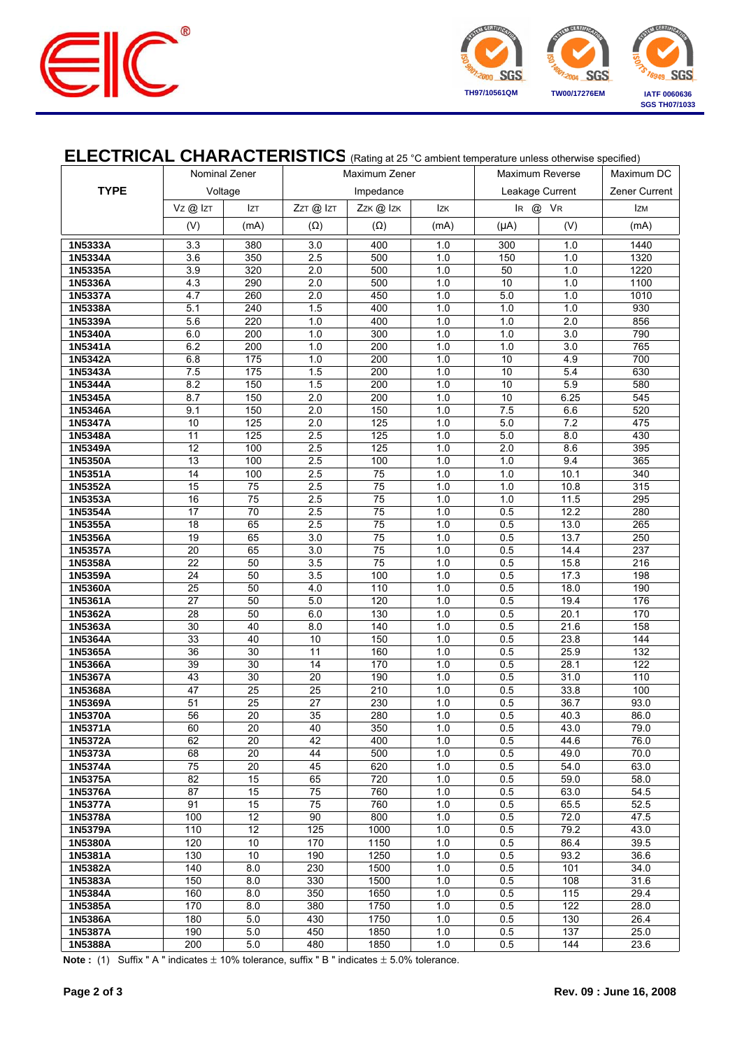## ELECTRICAL CHARACTERISTICS (Rating at 25 °C ambient temperature unless otherwise specified)

| TYPE | Nominal Zener Voltage | | Maximum Zener Impedance | | | Maximum Reverse Leakage Current | | Maximum DC Zener Current |
|---|---|---|---|---|---|---|---|---|
| | $V_Z$ @ $I_{ZT}$ | $I_{ZT}$ | $Z_{ZT}$ @ $I_{ZT}$ | $Z_{ZK}$ @ $I_{ZK}$ | $I_{ZK}$ | $I_R$ @ | $V_R$ | $I_{ZM}$ |
| | (V) | (mA) | (Ω) | (Ω) | (mA) | (µA) | (V) | (mA) |
| 1N5333A | 3.3 | 380 | 3.0 | 400 | 1.0 | 300 | 1.0 | 1440 |
| 1N5334A | 3.6 | 350 | 2.5 | 500 | 1.0 | 150 | 1.0 | 1320 |
| 1N5335A | 3.9 | 320 | 2.0 | 500 | 1.0 | 50 | 1.0 | 1220 |
| 1N5336A | 4.3 | 290 | 2.0 | 500 | 1.0 | 10 | 1.0 | 1100 |
| 1N5337A | 4.7 | 260 | 2.0 | 450 | 1.0 | 5.0 | 1.0 | 1010 |
| 1N5338A | 5.1 | 240 | 1.5 | 400 | 1.0 | 1.0 | 1.0 | 930 |
| 1N5339A | 5.6 | 220 | 1.0 | 400 | 1.0 | 1.0 | 2.0 | 856 |
| 1N5340A | 6.0 | 200 | 1.0 | 300 | 1.0 | 1.0 | 3.0 | 790 |
| 1N5341A | 6.2 | 200 | 1.0 | 200 | 1.0 | 1.0 | 3.0 | 765 |
| 1N5342A | 6.8 | 175 | 1.0 | 200 | 1.0 | 10 | 4.9 | 700 |
| 1N5343A | 7.5 | 175 | 1.5 | 200 | 1.0 | 10 | 5.4 | 630 |
| 1N5344A | 8.2 | 150 | 1.5 | 200 | 1.0 | 10 | 5.9 | 580 |
| 1N5345A | 8.7 | 150 | 2.0 | 200 | 1.0 | 10 | 6.25 | 545 |
| 1N5346A | 9.1 | 150 | 2.0 | 150 | 1.0 | 7.5 | 6.6 | 520 |
| 1N5347A | 10 | 125 | 2.0 | 125 | 1.0 | 5.0 | 7.2 | 475 |
| 1N5348A | 11 | 125 | 2.5 | 125 | 1.0 | 5.0 | 8.0 | 430 |
| 1N5349A | 12 | 100 | 2.5 | 125 | 1.0 | 2.0 | 8.6 | 395 |
| 1N5350A | 13 | 100 | 2.5 | 100 | 1.0 | 1.0 | 9.4 | 365 |
| 1N5351A | 14 | 100 | 2.5 | 75 | 1.0 | 1.0 | 10.1 | 340 |
| 1N5352A | 15 | 75 | 2.5 | 75 | 1.0 | 1.0 | 10.8 | 315 |
| 1N5353A | 16 | 75 | 2.5 | 75 | 1.0 | 1.0 | 11.5 | 295 |
| 1N5354A | 17 | 70 | 2.5 | 75 | 1.0 | 0.5 | 12.2 | 280 |
| 1N5355A | 18 | 65 | 2.5 | 75 | 1.0 | 0.5 | 13.0 | 265 |
| 1N5356A | 19 | 65 | 3.0 | 75 | 1.0 | 0.5 | 13.7 | 250 |
| 1N5357A | 20 | 65 | 3.0 | 75 | 1.0 | 0.5 | 14.4 | 237 |
| 1N5358A | 22 | 50 | 3.5 | 75 | 1.0 | 0.5 | 15.8 | 216 |
| 1N5359A | 24 | 50 | 3.5 | 100 | 1.0 | 0.5 | 17.3 | 198 |
| 1N5360A | 25 | 50 | 4.0 | 110 | 1.0 | 0.5 | 18.0 | 190 |
| 1N5361A | 27 | 50 | 5.0 | 120 | 1.0 | 0.5 | 19.4 | 176 |
| 1N5362A | 28 | 50 | 6.0 | 130 | 1.0 | 0.5 | 20.1 | 170 |
| 1N5363A | 30 | 40 | 8.0 | 140 | 1.0 | 0.5 | 21.6 | 158 |
| 1N5364A | 33 | 40 | 10 | 150 | 1.0 | 0.5 | 23.8 | 144 |
| 1N5365A | 36 | 30 | 11 | 160 | 1.0 | 0.5 | 25.9 | 132 |
| 1N5366A | 39 | 30 | 14 | 170 | 1.0 | 0.5 | 28.1 | 122 |
| 1N5367A | 43 | 30 | 20 | 190 | 1.0 | 0.5 | 31.0 | 110 |
| 1N5368A | 47 | 25 | 25 | 210 | 1.0 | 0.5 | 33.8 | 100 |
| 1N5369A | 51 | 25 | 27 | 230 | 1.0 | 0.5 | 36.7 | 93.0 |
| 1N5370A | 56 | 20 | 35 | 280 | 1.0 | 0.5 | 40.3 | 86.0 |
| 1N5371A | 60 | 20 | 40 | 350 | 1.0 | 0.5 | 43.0 | 79.0 |
| 1N5372A | 62 | 20 | 42 | 400 | 1.0 | 0.5 | 44.6 | 76.0 |
| 1N5373A | 68 | 20 | 44 | 500 | 1.0 | 0.5 | 49.0 | 70.0 |
| 1N5374A | 75 | 20 | 45 | 620 | 1.0 | 0.5 | 54.0 | 63.0 |
| 1N5375A | 82 | 15 | 65 | 720 | 1.0 | 0.5 | 59.0 | 58.0 |
| 1N5376A | 87 | 15 | 75 | 760 | 1.0 | 0.5 | 63.0 | 54.5 |
| 1N5377A | 91 | 15 | 75 | 760 | 1.0 | 0.5 | 65.5 | 52.5 |
| 1N5378A | 100 | 12 | 90 | 800 | 1.0 | 0.5 | 72.0 | 47.5 |
| 1N5379A | 110 | 12 | 125 | 1000 | 1.0 | 0.5 | 79.2 | 43.0 |
| 1N5380A | 120 | 10 | 170 | 1150 | 1.0 | 0.5 | 86.4 | 39.5 |
| 1N5381A | 130 | 10 | 190 | 1250 | 1.0 | 0.5 | 93.2 | 36.6 |
| 1N5382A | 140 | 8.0 | 230 | 1500 | 1.0 | 0.5 | 101 | 34.0 |
| 1N5383A | 150 | 8.0 | 330 | 1500 | 1.0 | 0.5 | 108 | 31.6 |
| 1N5384A | 160 | 8.0 | 350 | 1650 | 1.0 | 0.5 | 115 | 29.4 |
| 1N5385A | 170 | 8.0 | 380 | 1750 | 1.0 | 0.5 | 122 | 28.0 |
| 1N5386A | 180 | 5.0 | 430 | 1750 | 1.0 | 0.5 | 130 | 26.4 |
| 1N5387A | 190 | 5.0 | 450 | 1850 | 1.0 | 0.5 | 137 | 25.0 |
| 1N5388A | 200 | 5.0 | 480 | 1850 | 1.0 | 0.5 | 144 | 23.6 |

**Note :** (1) Suffix " A " indicates ± 10% tolerance, suffix " B " indicates ± 5.0% tolerance.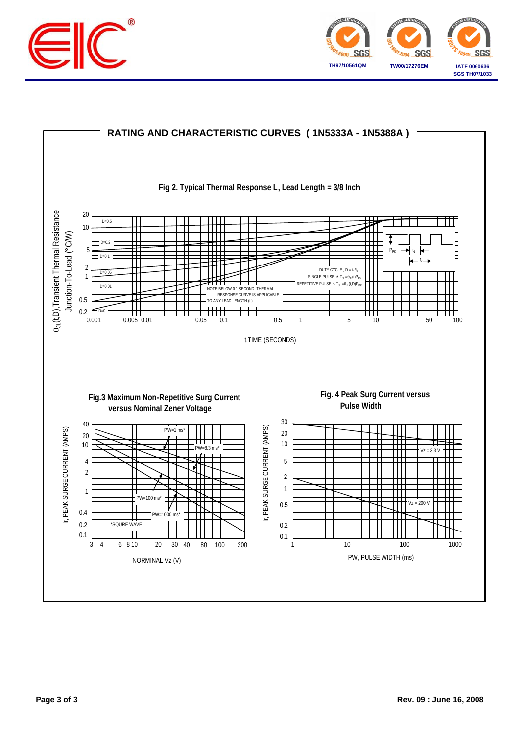## RATING AND CHARACTERISTIC CURVES ( 1N5333A - 1N5388A )

### Fig 2. Typical Thermal Response L, Lead Length = 3/8 Inch

$\theta_{JL}(t,D)$, Transient Thermal Resistance Junction-To-Lead (°C/W)

20
10
5
2
1
0.5
0.2

D=0.5
D=0.2
D=0.1
D=0.05
D=0.01
D=0

0.001 0.005 0.01 0.05 0.1 0.5 1 5 10 50 100

t,TIME (SECONDS)

DUTY CYCLE , $D = t_1/t_2$
SINGLE PULSE $\Delta T_{JL} = \theta_{JL}(t)P_{PK}$
REPETITIVE PULSE $\Delta T_{JL} = \theta_{JL}(t,D)P_{PK}$

NOTE:BELOW 0.1 SECOND, THERMAL RESPONSE CURVE IS APPLICABLE TO ANY LEAD LENGTH (L)

$P_{PK}$
$t_1$
$t_2$

### Fig.3 Maximum Non-Repetitive Surg Current versus Nominal Zener Voltage

Ir, PEAK SURGE CURRENT (AMPS)

40
20
10
4
2
1
0.4
0.2
0.1

PW=1 ms*
PW=8.3 ms*
PW=100 ms*
PW=1000 ms*
*SQURE WAVE

3 4 6 8 10 20 30 40 80 100 200

NORMINAL Vz (V)

### Fig. 4 Peak Surg Current versus Pulse Width

Ir, PEAK SURGE CURRENT (AMPS)

30
20
10
5
2
1
0.5
0.2
0.1

Vz = 3.3 V
Vz = 200 V

1 10 100 1000

PW, PULSE WIDTH (ms)

**Rev. 09 : June 16, 2008**